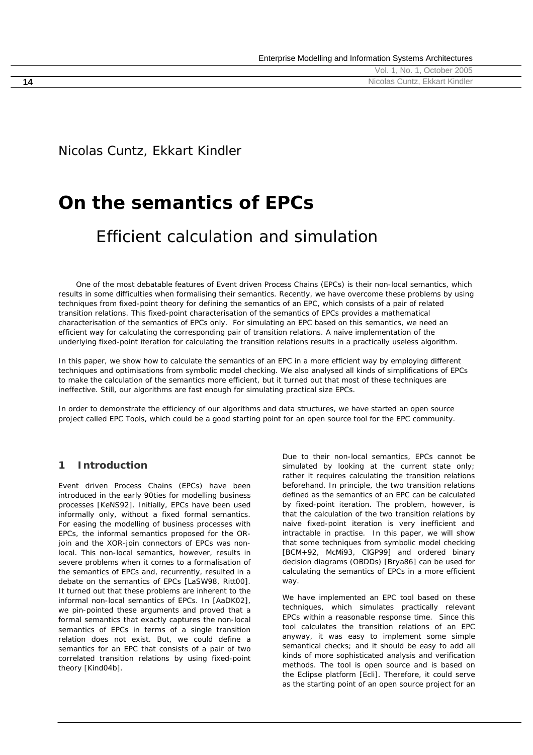Nicolas Cuntz, Ekkart Kindler

# On the semantics of EPCs

## Efficient calculation and simulation

*One of the most debatable features of Event driven Process Chains (EPCs) is their non-local semantics, which results in some difficulties when formalising their semantics. Recently, we have overcome these problems by using techniques from fixed-point theory for defining the semantics of an EPC, which consists of a pair of related transition relations. This fixed-point characterisation of the semantics of EPCs provides a mathematical characterisation of the semantics of EPCs only. For simulating an EPC based on this semantics, we need an efficient way for calculating the corresponding pair of transition relations. A naive implementation of the underlying fixed-point iteration for calculating the transition relations results in a practically useless algorithm.*

*In this paper, we show how to calculate the semantics of an EPC in a more efficient way by employing different techniques and optimisations from symbolic model checking. We also analysed all kinds of simplifications of EPCs to make the calculation of the semantics more efficient, but it turned out that most of these techniques are ineffective. Still, our algorithms are fast enough for simulating practical size EPCs.*

*In order to demonstrate the efficiency of our algorithms and data structures, we have started an open source project called EPC Tools, which could be a good starting point for an open source tool for the EPC community.*

### 1 Introduction

Event driven Process Chains (EPCs) have been introduced in the early 90ties for modelling business processes [KeNS92]. Initially, EPCs have been used informally only, without a fixed formal semantics. For easing the modelling of business processes with EPCs, the informal semantics proposed for the OR-join and the XOR-join connectors of EPCs was non-local. This non-local semantics, however, results in severe problems when it comes to a formalisation of the semantics of EPCs and, recurrently, resulted in a debate on the semantics of EPCs [LaSW98, Ritt00]. It turned out that these problems are inherent to the informal non-local semantics of EPCs. In [AaDK02], we pin-pointed these arguments and proved that a formal semantics that exactly captures the non-local semantics of EPCs in terms of a single transition relation does not exist. But, we could define a semantics for an EPC that consists of a pair of two correlated transition relations by using fixed-point theory [Kind04b].

Due to their non-local semantics, EPCs cannot be simulated by looking at the current state only; rather it requires calculating the transition relations beforehand. In principle, the two transition relations defined as the semantics of an EPC can be calculated by fixed-point iteration. The problem, however, is that the calculation of the two transition relations by naive fixed-point iteration is very inefficient and intractable in practise. In this paper, we will show that some techniques from symbolic model checking [BCM+92, McMi93, ClGP99] and ordered binary decision diagrams (OBDDs) [Brya86] can be used for calculating the semantics of EPCs in a more efficient way.

We have implemented an EPC tool based on these techniques, which simulates practically relevant EPCs within a reasonable response time. Since this tool calculates the transition relations of an EPC anyway, it was easy to implement some simple semantical checks; and it should be easy to add all kinds of more sophisticated analysis and verification methods. The tool is open source and is based on the Eclipse platform [Ecli]. Therefore, it could serve as the starting point of an open source project for an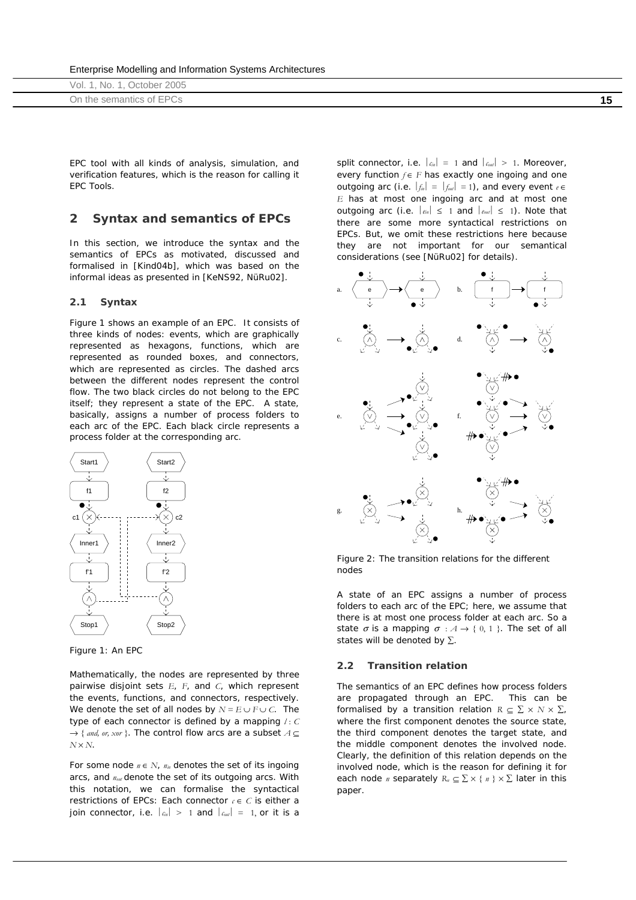EPC tool with all kinds of analysis, simulation, and verification features, which is the reason for calling it EPC Tools.

## 2 Syntax and semantics of EPCs

In this section, we introduce the syntax and the semantics of EPCs as motivated, discussed and formalised in [Kind04b], which was based on the informal ideas as presented in [KeNS92, NüRu02].

### 2.1 Syntax

Figure 1 shows an example of an EPC. It consists of three kinds of nodes: events, which are graphically represented as hexagons, functions, which are represented as rounded boxes, and connectors, which are represented as circles. The dashed arcs between the different nodes represent the control flow. The two black circles do not belong to the EPC itself; they represent a state of the EPC. A state, basically, assigns a number of process folders to each arc of the EPC. Each black circle represents a process folder at the corresponding arc.

Figure 1: An EPC

Mathematically, the nodes are represented by three pairwise disjoint sets $E$, $F$, and $C$, which represent the events, functions, and connectors, respectively. We denote the set of all nodes by $N = E \cup F \cup C$. The type of each connector is defined by a mapping $l : C \rightarrow \{ and, or, xor \}$. The control flow arcs are a subset $A \subseteq N \times N$.

For some node $n \in N$, $n_{in}$ denotes the set of its ingoing arcs, and $n_{out}$ denote the set of its outgoing arcs. With this notation, we can formalise the syntactical restrictions of EPCs: Each connector $c \in C$ is either a join connector, i.e. $|c_{in}| > 1$ and $|c_{out}| = 1$, or it is a split connector, i.e. $|c_{in}| = 1$ and $|c_{out}| > 1$. Moreover, every function $f \in F$ has exactly one ingoing and one outgoing arc (i.e. $|f_{in}| = |f_{out}| = 1$), and every event $e \in E$ has at most one ingoing arc and at most one outgoing arc (i.e. $|e_{in}| \leq 1$ and $|e_{out}| \leq 1$). Note that there are some more syntactical restrictions on EPCs. But, we omit these restrictions here because they are not important for our semantical considerations (see [NüRu02] for details).

Figure 2: The transition relations for the different nodes

A state of an EPC assigns a number of process folders to each arc of the EPC; here, we assume that there is at most one process folder at each arc. So a state $\sigma$ is a mapping $\sigma : A \rightarrow \{ 0, 1 \}$. The set of all states will be denoted by $\Sigma$.

### 2.2 Transition relation

The semantics of an EPC defines how process folders are propagated through an EPC. This can be formalised by a transition relation $R \subseteq \Sigma \times N \times \Sigma$, where the first component denotes the source state, the third component denotes the target state, and the middle component denotes the involved node. Clearly, the definition of this relation depends on the involved node, which is the reason for defining it for each node $n$ separately $R_n \subseteq \Sigma \times \{ n \} \times \Sigma$ later in this paper.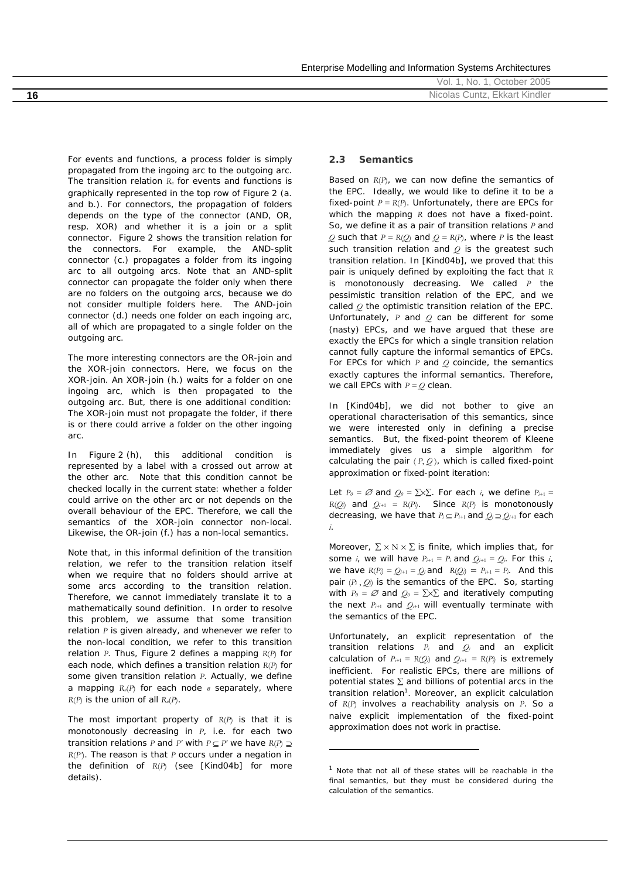For events and functions, a process folder is simply propagated from the ingoing arc to the outgoing arc. The transition relation $R_n$ for events and functions is graphically represented in the top row of Figure 2 (a. and b.). For connectors, the propagation of folders depends on the type of the connector (AND, OR, resp. XOR) and whether it is a join or a split connector. Figure 2 shows the transition relation for the connectors. For example, the AND-split connector (c.) propagates a folder from its ingoing arc to all outgoing arcs. Note that an AND-split connector can propagate the folder only when there are no folders on the outgoing arcs, because we do not consider multiple folders here. The AND-join connector (d.) needs one folder on each ingoing arc, all of which are propagated to a single folder on the outgoing arc.

The more interesting connectors are the OR-join and the XOR-join connectors. Here, we focus on the XOR-join. An XOR-join (h.) waits for a folder on one ingoing arc, which is then propagated to the outgoing arc. But, there is one additional condition: The XOR-join must not propagate the folder, if there is or there could arrive a folder on the other ingoing arc.

In Figure 2 (h), this additional condition is represented by a label with a crossed out arrow at the other arc. Note that this condition cannot be checked locally in the current state: whether a folder could arrive on the other arc or not depends on the overall behaviour of the EPC. Therefore, we call the semantics of the XOR-join connector non-local. Likewise, the OR-join (f.) has a non-local semantics.

Note that, in this informal definition of the transition relation, we refer to the transition relation itself when we require that no folders should arrive at some arcs according to the transition relation. Therefore, we cannot immediately translate it to a mathematically sound definition. In order to resolve this problem, we assume that some transition relation $P$ is given already, and whenever we refer to the non-local condition, we refer to this transition relation $P$. Thus, Figure 2 defines a mapping $R(P)$ for each node, which defines a transition relation $R(P)$ for some given transition relation $P$. Actually, we define a mapping $R_n(P)$ for each node $n$ separately, where $R(P)$ is the union of all $R_n(P)$.

The most important property of $R(P)$ is that it is monotonously decreasing in $P$, i.e. for each two transition relations $P$ and $P'$ with $P \subseteq P'$ we have $R(P) \supseteq R(P')$. The reason is that $P$ occurs under a negation in the definition of $R(P)$ (see [Kind04b] for more details).

### 2.3 Semantics

Based on $R(P)$, we can now define the semantics of the EPC. Ideally, we would like to define it to be a fixed-point $P = R(P)$. Unfortunately, there are EPCs for which the mapping $R$ does not have a fixed-point. So, we define it as a pair of transition relations $P$ and $Q$ such that $P = R(Q)$ and $Q = R(P)$, where $P$ is the least such transition relation and $Q$ is the greatest such transition relation. In [Kind04b], we proved that this pair is uniquely defined by exploiting the fact that $R$ is monotonously decreasing. We called $P$ the pessimistic transition relation of the EPC, and we called $Q$ the optimistic transition relation of the EPC. Unfortunately, $P$ and $Q$ can be different for some (nasty) EPCs, and we have argued that these are exactly the EPCs for which a single transition relation cannot fully capture the informal semantics of EPCs. For EPCs for which $P$ and $Q$ coincide, the semantics exactly captures the informal semantics. Therefore, we call EPCs with $P = Q$ clean.

In [Kind04b], we did not bother to give an operational characterisation of this semantics, since we were interested only in defining a precise semantics. But, the fixed-point theorem of Kleene immediately gives us a simple algorithm for calculating the pair $(P, Q)$, which is called fixed-point approximation or fixed-point iteration:

Let $P_0 = \varnothing$ and $Q_0 = \Sigma \times \Sigma$. For each $i$, we define $P_{i+1} = R(Q_i)$ and $Q_{i+1} = R(P_i)$. Since $R(P)$ is monotonously decreasing, we have that $P_i \subseteq P_{i+1}$ and $Q_i \supseteq Q_{i+1}$ for each $i$.

Moreover, $\Sigma \times \mathbb{N} \times \Sigma$ is finite, which implies that, for some $i$, we will have $P_{i+1} = P_i$ and $Q_{i+1} = Q_i$. For this $i$, we have $R(P_i) = Q_{i+1} = Q_i$ and $R(Q_i) = P_{i+1} = P_i$. And this pair $(P_i, Q_i)$ is the semantics of the EPC. So, starting with $P_0 = \varnothing$ and $Q_0 = \Sigma \times \Sigma$ and iteratively computing the next $P_{i+1}$ and $Q_{i+1}$ will eventually terminate with the semantics of the EPC.

Unfortunately, an explicit representation of the transition relations $P_i$ and $Q_i$ and an explicit calculation of $P_{i+1} = R(Q_i)$ and $Q_{i+1} = R(P_i)$ is extremely inefficient. For realistic EPCs, there are millions of potential states $\Sigma$ and billions of potential arcs in the transition relation[1]. Moreover, an explicit calculation of $R(P)$ involves a reachability analysis on $P$. So a naive explicit implementation of the fixed-point approximation does not work in practise.

[1] Note that not all of these states will be reachable in the final semantics, but they must be considered during the calculation of the semantics.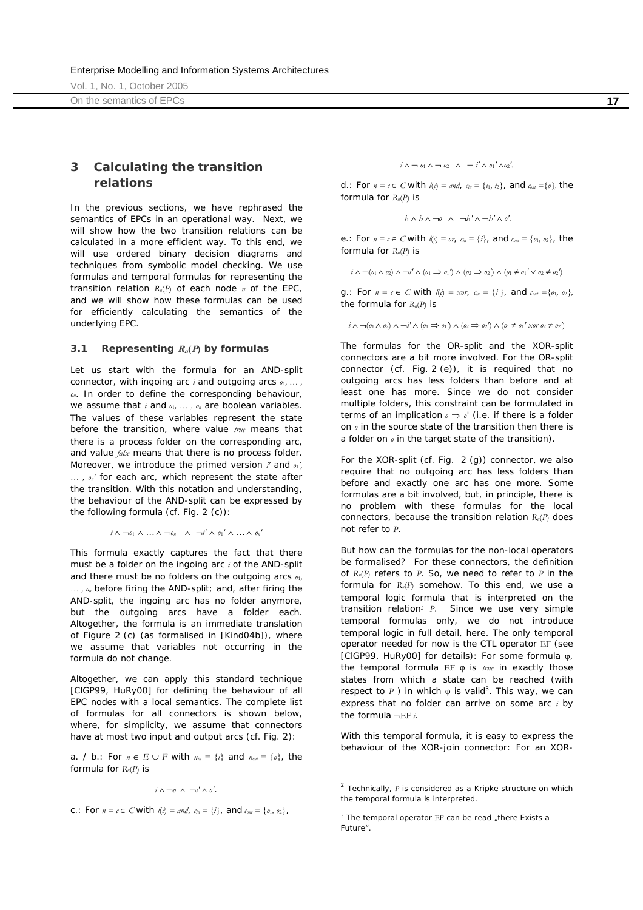## 3 Calculating the transition relations

In the previous sections, we have rephrased the semantics of EPCs in an operational way. Next, we will show how the two transition relations can be calculated in a more efficient way. To this end, we will use ordered binary decision diagrams and techniques from symbolic model checking. We use formulas and temporal formulas for representing the transition relation $R_n(P)$ of each node $n$ of the EPC, and we will show how these formulas can be used for efficiently calculating the semantics of the underlying EPC.

### 3.1 Representing $R_n(P)$ by formulas

Let us start with the formula for an AND-split connector, with ingoing arc $i$ and outgoing arcs $o_1, \ldots, o_n$. In order to define the corresponding behaviour, we assume that $i$ and $o_1, \ldots, o_n$ are boolean variables. The values of these variables represent the state before the transition, where value *true* means that there is a process folder on the corresponding arc, and value *false* means that there is no process folder. Moreover, we introduce the primed version $i'$ and $o_1'$, $\ldots, o_n'$ for each arc, which represent the state after the transition. With this notation and understanding, the behaviour of the AND-split can be expressed by the following formula (cf. Fig. 2 (c)):

$$i \wedge \neg o_1 \wedge \ldots \wedge \neg o_n \quad \wedge \quad \neg i' \wedge o_1' \wedge \ldots \wedge o_n'$$

This formula exactly captures the fact that there must be a folder on the ingoing arc $i$ of the AND-split and there must be no folders on the outgoing arcs $o_1, \ldots, o_n$ before firing the AND-split; and, after firing the AND-split, the ingoing arc has no folder anymore, but the outgoing arcs have a folder each. Altogether, the formula is an immediate translation of Figure 2 (c) (as formalised in [Kind04b]), where we assume that variables not occurring in the formula do not change.

Altogether, we can apply this standard technique [ClGP99, HuRy00] for defining the behaviour of all EPC nodes with a local semantics. The complete list of formulas for all connectors is shown below, where, for simplicity, we assume that connectors have at most two input and output arcs (cf. Fig. 2):

a. / b.: For $n \in E \cup F$ with $n_{in} = \{i\}$ and $n_{out} = \{o\}$, the formula for $R_n(P)$ is

$$i \wedge \neg o \ \wedge \ \neg i' \wedge o'.$$

c.: For $n = c \in C$ with $l(c) = and$, $c_{in} = \{i\}$, and $c_{out} = \{o_1, o_2\}$,

$$i \wedge \neg o_1 \wedge \neg o_2 \ \wedge \ \neg i' \wedge o_1' \wedge o_2'.$$

d.: For $n = c \in C$ with $l(c) = and$, $c_{in} = \{i_1, i_2\}$, and $c_{out} = \{o\}$, the formula for $R_n(P)$ is

$$i_1 \wedge i_2 \wedge \neg o \ \wedge \ \neg i_1' \wedge \neg i_2' \wedge o'.$$

e.: For $n = c \in C$ with $l(c) = or$, $c_{in} = \{i\}$, and $c_{out} = \{o_1, o_2\}$, the formula for $R_n(P)$ is

$$i \wedge \neg(o_1 \wedge o_2) \wedge \neg i' \wedge (o_1 \Rightarrow o_1') \wedge (o_2 \Rightarrow o_2') \wedge (o_1 \neq o_1' \vee o_2 \neq o_2')$$

g.: For $n = c \in C$ with $l(c) = xor$, $c_{in} = \{i\}$, and $c_{out} = \{o_1, o_2\}$, the formula for $R_n(P)$ is

$$i \wedge \neg(o_1 \wedge o_2) \wedge \neg i' \wedge (o_1 \Rightarrow o_1') \wedge (o_2 \Rightarrow o_2') \wedge (o_1 \neq o_1' \ xor\ o_2 \neq o_2')$$

The formulas for the OR-split and the XOR-split connectors are a bit more involved. For the OR-split connector (cf. Fig. 2 (e)), it is required that no outgoing arcs has less folders than before and at least one has more. Since we do not consider multiple folders, this constraint can be formulated in terms of an implication $o \Rightarrow o'$ (i.e. if there is a folder on $o$ in the source state of the transition then there is a folder on $o$ in the target state of the transition).

For the XOR-split (cf. Fig. 2 (g)) connector, we also require that no outgoing arc has less folders than before and exactly one arc has one more. Some formulas are a bit involved, but, in principle, there is no problem with these formulas for the local connectors, because the transition relation $R_n(P)$ does not refer to $P$.

But how can the formulas for the non-local operators be formalised? For these connectors, the definition of $R_n(P)$ refers to $P$. So, we need to refer to $P$ in the formula for $R_n(P)$ somehow. To this end, we use a temporal logic formula that is interpreted on the transition relation[2] $P$. Since we use very simple temporal formulas only, we do not introduce temporal logic in full detail, here. The only temporal operator needed for now is the CTL operator EF (see [ClGP99, HuRy00] for details): For some formula φ, the temporal formula EF φ is *true* in exactly those states from which a state can be reached (with respect to $P$ ) in which φ is valid[3]. This way, we can express that no folder can arrive on some arc $i$ by the formula $\neg \mathrm{EF}\, i$.

With this temporal formula, it is easy to express the behaviour of the XOR-join connector: For an XOR-

---

[2] Technically, $P$ is considered as a Kripke structure on which the temporal formula is interpreted.

[3] The temporal operator EF can be read „there Exists a Future".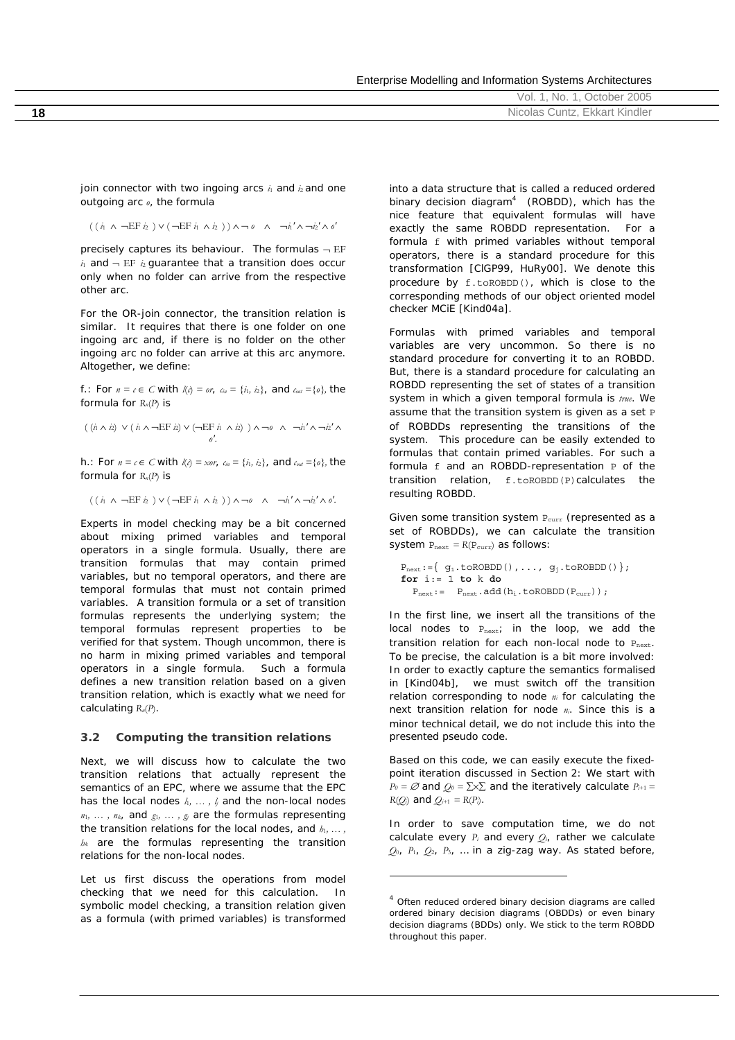join connector with two ingoing arcs $i_1$ and $i_2$ and one outgoing arc $o$, the formula

$$((i_1 \wedge \neg \mathrm{EF}\, i_2) \vee (\neg \mathrm{EF}\, i_1 \wedge i_2)) \wedge \neg o \quad \wedge \quad \neg i_1' \wedge \neg i_2' \wedge o'$$

precisely captures its behaviour. The formulas $\neg \mathrm{EF}\, i_1$ and $\neg \mathrm{EF}\, i_2$ guarantee that a transition does occur only when no folder can arrive from the respective other arc.

For the OR-join connector, the transition relation is similar. It requires that there is one folder on one ingoing arc and, if there is no folder on the other ingoing arc no folder can arrive at this arc anymore. Altogether, we define:

f.: For $n = c \in C$ with $l(c) = or$, $c_{in} = \{i_1, i_2\}$, and $c_{out} = \{o\}$, the formula for $R_n(P)$ is

$$((i_1 \wedge i_2) \vee (i_1 \wedge \neg \mathrm{EF}\, i_2) \vee (\neg \mathrm{EF}\, i_1 \wedge i_2)) \wedge \neg o \quad \wedge \quad \neg i_1' \wedge \neg i_2' \wedge o'.$$

h.: For $n = c \in C$ with $l(c) = xor$, $c_{in} = \{i_1, i_2\}$, and $c_{out} = \{o\}$, the formula for $R_n(P)$ is

$$((i_1 \wedge \neg \mathrm{EF}\, i_2) \vee (\neg \mathrm{EF}\, i_1 \wedge i_2)) \wedge \neg o \quad \wedge \quad \neg i_1' \wedge \neg i_2' \wedge o'.$$

Experts in model checking may be a bit concerned about mixing primed variables and temporal operators in a single formula. Usually, there are transition formulas that may contain primed variables, but no temporal operators, and there are temporal formulas that must not contain primed variables. A transition formula or a set of transition formulas represents the underlying system; the temporal formulas represent properties to be verified for that system. Though uncommon, there is no harm in mixing primed variables and temporal operators in a single formula. Such a formula defines a new transition relation based on a given transition relation, which is exactly what we need for calculating $R_n(P)$.

### 3.2 Computing the transition relations

Next, we will discuss how to calculate the two transition relations that actually represent the semantics of an EPC, where we assume that the EPC has the local nodes $l_1, \ldots, l_j$ and the non-local nodes $n_1, \ldots, n_k$, and $g_1, \ldots, g_j$ are the formulas representing the transition relations for the local nodes, and $h_1, \ldots, h_k$ are the formulas representing the transition relations for the non-local nodes.

Let us first discuss the operations from model checking that we need for this calculation. In symbolic model checking, a transition relation given as a formula (with primed variables) is transformed into a data structure that is called a reduced ordered binary decision diagram[4] (ROBDD), which has the nice feature that equivalent formulas will have exactly the same ROBDD representation. For a formula `f` with primed variables without temporal operators, there is a standard procedure for this transformation [ClGP99, HuRy00]. We denote this procedure by `f.toROBDD()`, which is close to the corresponding methods of our object oriented model checker MCiE [Kind04a].

Formulas with primed variables and temporal variables are very uncommon. So there is no standard procedure for converting it to an ROBDD. But, there is a standard procedure for calculating an ROBDD representing the set of states of a transition system in which a given temporal formula is *true*. We assume that the transition system is given as a set `P` of ROBDDs representing the transitions of the system. This procedure can be easily extended to formulas that contain primed variables. For such a formula `f` and an ROBDD-representation `P` of the transition relation, `f.toROBDD(P)` calculates the resulting ROBDD.

Given some transition system $P_{curr}$ (represented as a set of ROBDDs), we can calculate the transition system $P_{next} = R(P_{curr})$ as follows:

```
Pnext:={ g1.toROBDD(),..., gj.toROBDD()};
for i:= 1 to k do
  Pnext:= Pnext.add(hi.toROBDD(Pcurr));
```

In the first line, we insert all the transitions of the local nodes to $P_{next}$; in the loop, we add the transition relation for each non-local node to $P_{next}$. To be precise, the calculation is a bit more involved: In order to exactly capture the semantics formalised in [Kind04b], we must switch off the transition relation corresponding to node $n_i$ for calculating the next transition relation for node $n_i$. Since this is a minor technical detail, we do not include this into the presented pseudo code.

Based on this code, we can easily execute the fixed-point iteration discussed in Section 2: We start with $P_0 = \varnothing$ and $Q_0 = \Sigma\times\Sigma$ and the iteratively calculate $P_{i+1} = R(Q_i)$ and $Q_{i+1} = R(P_i)$.

In order to save computation time, we do not calculate every $P_i$ and every $Q_i$, rather we calculate $Q_0$, $P_1$, $Q_2$, $P_3$, ... in a zig-zag way. As stated before,

[4] Often reduced ordered binary decision diagrams are called ordered binary decision diagrams (OBDDs) or even binary decision diagrams (BDDs) only. We stick to the term ROBDD throughout this paper.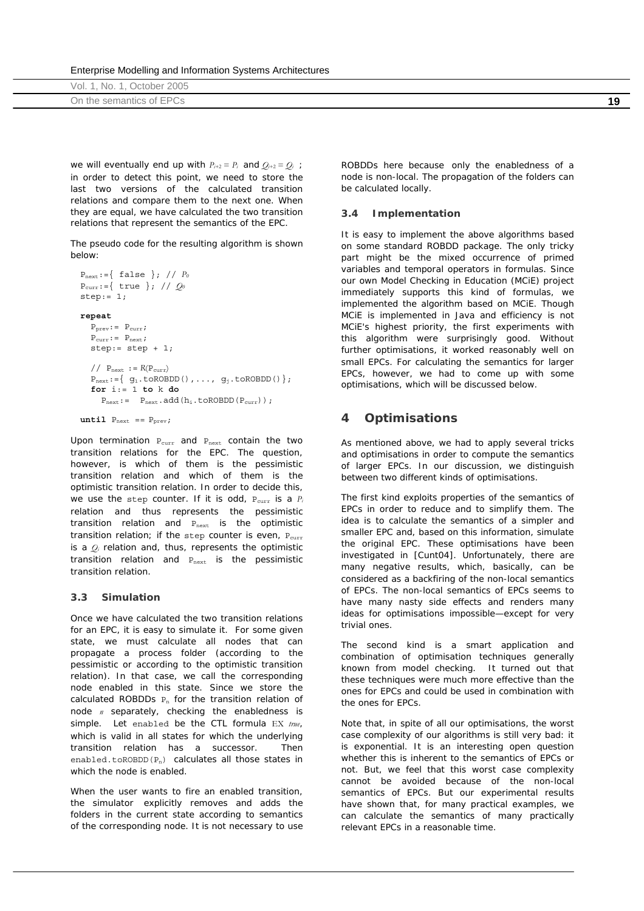we will eventually end up with $P_{i+2} = P_i$ and $Q_{i+2} = Q_i$ ; in order to detect this point, we need to store the last two versions of the calculated transition relations and compare them to the next one. When they are equal, we have calculated the two transition relations that represent the semantics of the EPC.

The pseudo code for the resulting algorithm is shown below:

```
P_next:={ false }; // P_0
P_curr:={ true }; // Q_0
step:= 1;

repeat
  P_prev:= P_curr;
  P_curr:= P_next;
  step:= step + 1;

  // P_next := R(P_curr)
  P_next:={ g_1.toROBDD(),..., g_j.toROBDD()};
  for i:= 1 to k do
    P_next:=  P_next.add(h_i.toROBDD(P_curr));

until P_next == P_prev;
```

Upon termination $P_{curr}$ and $P_{next}$ contain the two transition relations for the EPC. The question, however, is which of them is the pessimistic transition relation and which of them is the optimistic transition relation. In order to decide this, we use the step counter. If it is odd, $P_{curr}$ is a $P_i$ relation and thus represents the pessimistic transition relation and $P_{next}$ is the optimistic transition relation; if the step counter is even, $P_{curr}$ is a $Q_i$ relation and, thus, represents the optimistic transition relation and $P_{next}$ is the pessimistic transition relation.

### 3.3 Simulation

Once we have calculated the two transition relations for an EPC, it is easy to simulate it. For some given state, we must calculate all nodes that can propagate a process folder (according to the pessimistic or according to the optimistic transition relation). In that case, we call the corresponding node enabled in this state. Since we store the calculated ROBDDs $P_n$ for the transition relation of node $n$ separately, checking the enabledness is simple. Let enabled be the CTL formula EX *true*, which is valid in all states for which the underlying transition relation has a successor. Then enabled.toROBDD($P_n$) calculates all those states in which the node is enabled.

When the user wants to fire an enabled transition, the simulator explicitly removes and adds the folders in the current state according to semantics of the corresponding node. It is not necessary to use ROBDDs here because only the enabledness of a node is non-local. The propagation of the folders can be calculated locally.

### 3.4 Implementation

It is easy to implement the above algorithms based on some standard ROBDD package. The only tricky part might be the mixed occurrence of primed variables and temporal operators in formulas. Since our own Model Checking in Education (MCiE) project immediately supports this kind of formulas, we implemented the algorithm based on MCiE. Though MCiE is implemented in Java and efficiency is not MCiE's highest priority, the first experiments with this algorithm were surprisingly good. Without further optimisations, it worked reasonably well on small EPCs. For calculating the semantics for larger EPCs, however, we had to come up with some optimisations, which will be discussed below.

## 4 Optimisations

As mentioned above, we had to apply several tricks and optimisations in order to compute the semantics of larger EPCs. In our discussion, we distinguish between two different kinds of optimisations.

The first kind exploits properties of the semantics of EPCs in order to reduce and to simplify them. The idea is to calculate the semantics of a simpler and smaller EPC and, based on this information, simulate the original EPC. These optimisations have been investigated in [Cunt04]. Unfortunately, there are many negative results, which, basically, can be considered as a backfiring of the non-local semantics of EPCs. The non-local semantics of EPCs seems to have many nasty side effects and renders many ideas for optimisations impossible—except for very trivial ones.

The second kind is a smart application and combination of optimisation techniques generally known from model checking. It turned out that these techniques were much more effective than the ones for EPCs and could be used in combination with the ones for EPCs.

Note that, in spite of all our optimisations, the worst case complexity of our algorithms is still very bad: it is exponential. It is an interesting open question whether this is inherent to the semantics of EPCs or not. But, we feel that this worst case complexity cannot be avoided because of the non-local semantics of EPCs. But our experimental results have shown that, for many practical examples, we can calculate the semantics of many practically relevant EPCs in a reasonable time.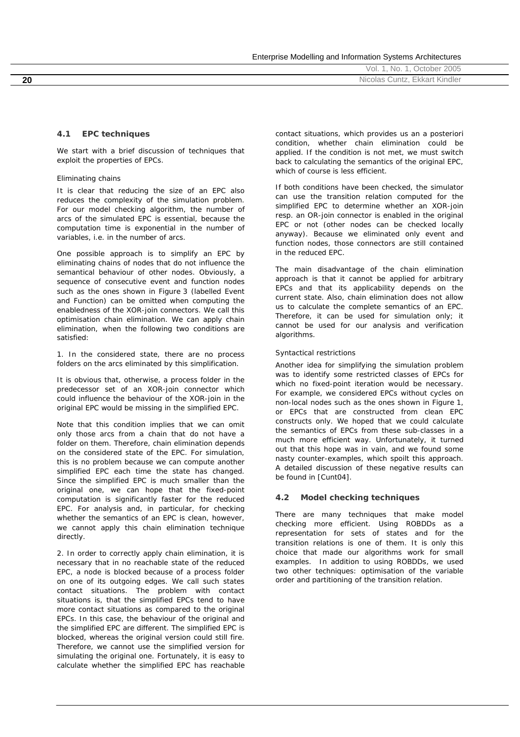### 4.1 EPC techniques

We start with a brief discussion of techniques that exploit the properties of EPCs.

*Eliminating chains*

It is clear that reducing the size of an EPC also reduces the complexity of the simulation problem. For our model checking algorithm, the number of arcs of the simulated EPC is essential, because the computation time is exponential in the number of variables, i.e. in the number of arcs.

One possible approach is to simplify an EPC by eliminating chains of nodes that do not influence the semantical behaviour of other nodes. Obviously, a sequence of consecutive event and function nodes such as the ones shown in Figure 3 (labelled Event and Function) can be omitted when computing the enabledness of the XOR-join connectors. We call this optimisation chain elimination. We can apply chain elimination, when the following two conditions are satisfied:

1. In the considered state, there are no process folders on the arcs eliminated by this simplification.

It is obvious that, otherwise, a process folder in the predecessor set of an XOR-join connector which could influence the behaviour of the XOR-join in the original EPC would be missing in the simplified EPC.

Note that this condition implies that we can omit only those arcs from a chain that do not have a folder on them. Therefore, chain elimination depends on the considered state of the EPC. For simulation, this is no problem because we can compute another simplified EPC each time the state has changed. Since the simplified EPC is much smaller than the original one, we can hope that the fixed-point computation is significantly faster for the reduced EPC. For analysis and, in particular, for checking whether the semantics of an EPC is clean, however, we cannot apply this chain elimination technique directly.

2. In order to correctly apply chain elimination, it is necessary that in no reachable state of the reduced EPC, a node is blocked because of a process folder on one of its outgoing edges. We call such states contact situations. The problem with contact situations is, that the simplified EPCs tend to have more contact situations as compared to the original EPCs. In this case, the behaviour of the original and the simplified EPC are different. The simplified EPC is blocked, whereas the original version could still fire. Therefore, we cannot use the simplified version for simulating the original one. Fortunately, it is easy to calculate whether the simplified EPC has reachable contact situations, which provides us an a posteriori condition, whether chain elimination could be applied. If the condition is not met, we must switch back to calculating the semantics of the original EPC, which of course is less efficient.

If both conditions have been checked, the simulator can use the transition relation computed for the simplified EPC to determine whether an XOR-join resp. an OR-join connector is enabled in the original EPC or not (other nodes can be checked locally anyway). Because we eliminated only event and function nodes, those connectors are still contained in the reduced EPC.

The main disadvantage of the chain elimination approach is that it cannot be applied for arbitrary EPCs and that its applicability depends on the current state. Also, chain elimination does not allow us to calculate the complete semantics of an EPC. Therefore, it can be used for simulation only; it cannot be used for our analysis and verification algorithms.

*Syntactical restrictions*

Another idea for simplifying the simulation problem was to identify some restricted classes of EPCs for which no fixed-point iteration would be necessary. For example, we considered EPCs without cycles on non-local nodes such as the ones shown in Figure 1, or EPCs that are constructed from clean EPC constructs only. We hoped that we could calculate the semantics of EPCs from these sub-classes in a much more efficient way. Unfortunately, it turned out that this hope was in vain, and we found some nasty counter-examples, which spoilt this approach. A detailed discussion of these negative results can be found in [Cunt04].

### 4.2 Model checking techniques

There are many techniques that make model checking more efficient. Using ROBDDs as a representation for sets of states and for the transition relations is one of them. It is only this choice that made our algorithms work for small examples. In addition to using ROBDDs, we used two other techniques: optimisation of the variable order and partitioning of the transition relation.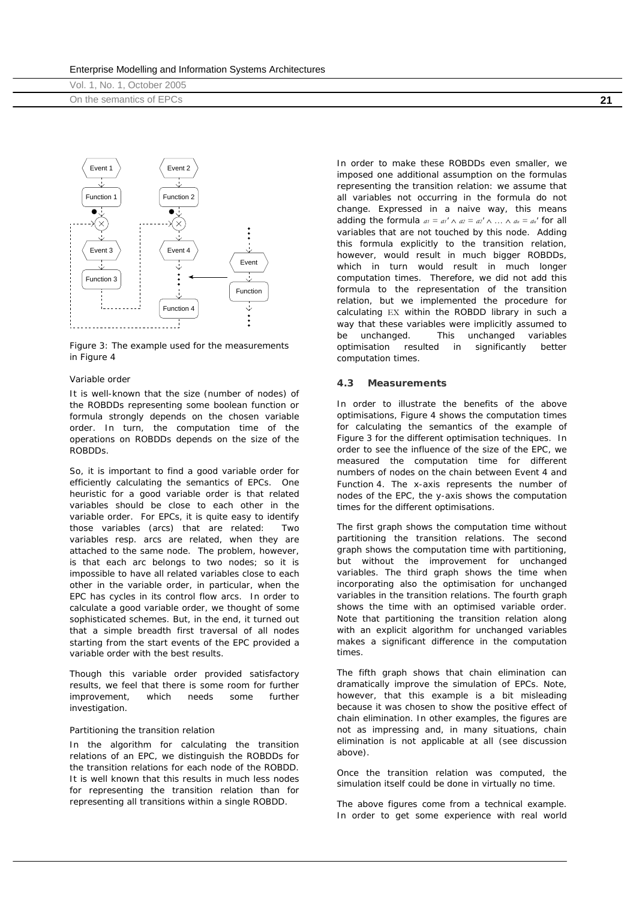Figure 3: The example used for the measurements in Figure 4

#### Variable order

It is well-known that the size (number of nodes) of the ROBDDs representing some boolean function or formula strongly depends on the chosen variable order. In turn, the computation time of the operations on ROBDDs depends on the size of the ROBDDs.

So, it is important to find a good variable order for efficiently calculating the semantics of EPCs. One heuristic for a good variable order is that related variables should be close to each other in the variable order. For EPCs, it is quite easy to identify those variables (arcs) that are related: Two variables resp. arcs are related, when they are attached to the same node. The problem, however, is that each arc belongs to two nodes; so it is impossible to have all related variables close to each other in the variable order, in particular, when the EPC has cycles in its control flow arcs. In order to calculate a good variable order, we thought of some sophisticated schemes. But, in the end, it turned out that a simple breadth first traversal of all nodes starting from the start events of the EPC provided a variable order with the best results.

Though this variable order provided satisfactory results, we feel that there is some room for further improvement, which needs some further investigation.

#### Partitioning the transition relation

In the algorithm for calculating the transition relations of an EPC, we distinguish the ROBDDs for the transition relations for each node of the ROBDD. It is well known that this results in much less nodes for representing the transition relation than for representing all transitions within a single ROBDD.

In order to make these ROBDDs even smaller, we imposed one additional assumption on the formulas representing the transition relation: we assume that all variables not occurring in the formula do not change. Expressed in a naive way, this means adding the formula $a_1 = a_1' \wedge a_2 = a_2' \wedge \ldots \wedge a_n = a_n'$ for all variables that are not touched by this node. Adding this formula explicitly to the transition relation, however, would result in much bigger ROBDDs, which in turn would result in much longer computation times. Therefore, we did not add this formula to the representation of the transition relation, but we implemented the procedure for calculating $\mathrm{EX}$ within the ROBDD library in such a way that these variables were implicitly assumed to be unchanged. This unchanged variables optimisation resulted in significantly better computation times.

### 4.3 Measurements

In order to illustrate the benefits of the above optimisations, Figure 4 shows the computation times for calculating the semantics of the example of Figure 3 for the different optimisation techniques. In order to see the influence of the size of the EPC, we measured the computation time for different numbers of nodes on the chain between Event 4 and Function 4. The x-axis represents the number of nodes of the EPC, the y-axis shows the computation times for the different optimisations.

The first graph shows the computation time without partitioning the transition relations. The second graph shows the computation time with partitioning, but without the improvement for unchanged variables. The third graph shows the time when incorporating also the optimisation for unchanged variables in the transition relations. The fourth graph shows the time with an optimised variable order. Note that partitioning the transition relation along with an explicit algorithm for unchanged variables makes a significant difference in the computation times.

The fifth graph shows that chain elimination can dramatically improve the simulation of EPCs. Note, however, that this example is a bit misleading because it was chosen to show the positive effect of chain elimination. In other examples, the figures are not as impressing and, in many situations, chain elimination is not applicable at all (see discussion above).

Once the transition relation was computed, the simulation itself could be done in virtually no time.

The above figures come from a technical example. In order to get some experience with real world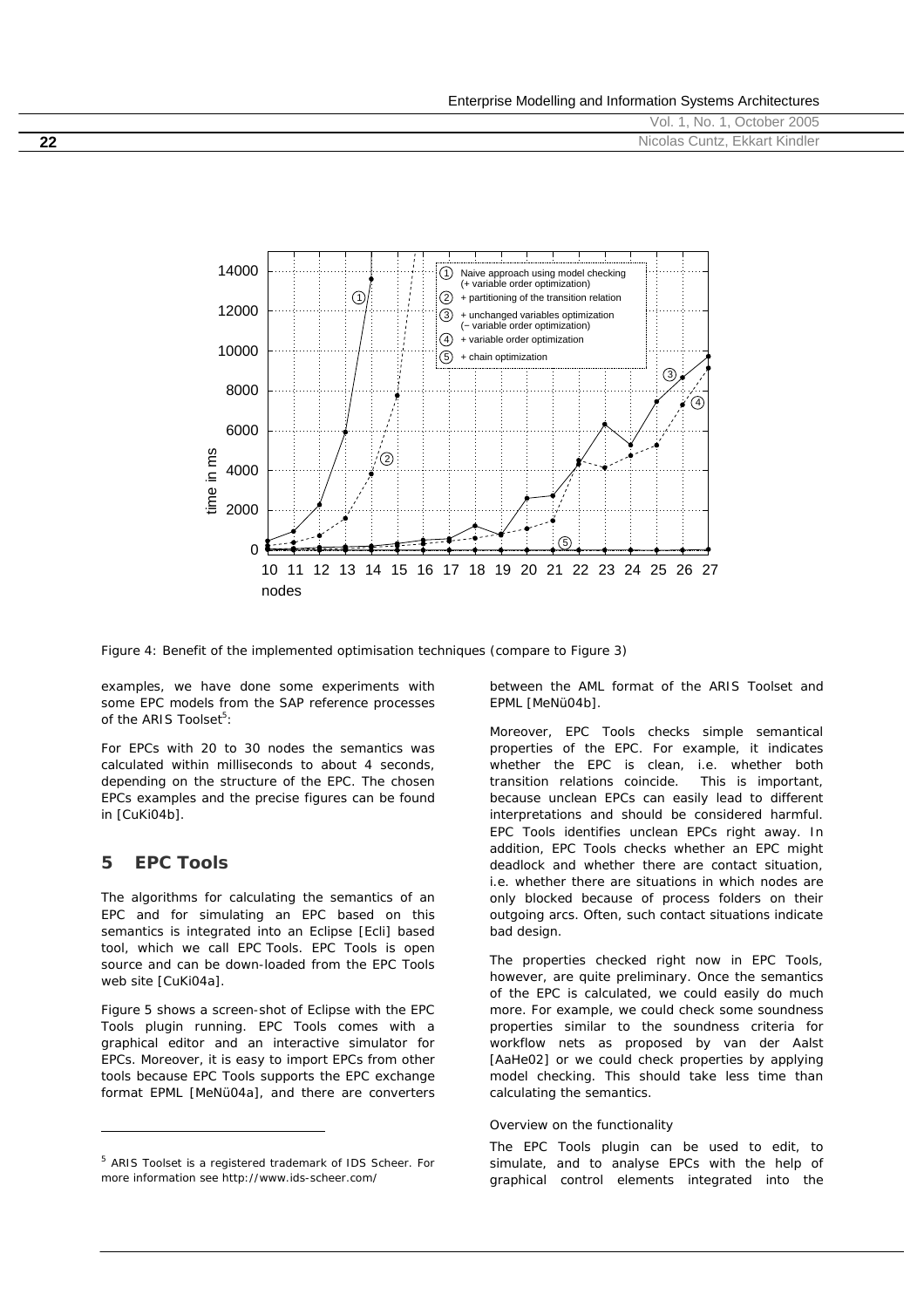Figure 4: Benefit of the implemented optimisation techniques (compare to Figure 3)

examples, we have done some experiments with some EPC models from the SAP reference processes of the ARIS Toolset[5]:

For EPCs with 20 to 30 nodes the semantics was calculated within milliseconds to about 4 seconds, depending on the structure of the EPC. The chosen EPCs examples and the precise figures can be found in [CuKi04b].

## 5 EPC Tools

The algorithms for calculating the semantics of an EPC and for simulating an EPC based on this semantics is integrated into an Eclipse [Ecli] based tool, which we call EPC Tools. EPC Tools is open source and can be down-loaded from the EPC Tools web site [CuKi04a].

Figure 5 shows a screen-shot of Eclipse with the EPC Tools plugin running. EPC Tools comes with a graphical editor and an interactive simulator for EPCs. Moreover, it is easy to import EPCs from other tools because EPC Tools supports the EPC exchange format EPML [MeNü04a], and there are converters between the AML format of the ARIS Toolset and EPML [MeNü04b].

Moreover, EPC Tools checks simple semantical properties of the EPC. For example, it indicates whether the EPC is clean, i.e. whether both transition relations coincide. This is important, because unclean EPCs can easily lead to different interpretations and should be considered harmful. EPC Tools identifies unclean EPCs right away. In addition, EPC Tools checks whether an EPC might deadlock and whether there are contact situation, i.e. whether there are situations in which nodes are only blocked because of process folders on their outgoing arcs. Often, such contact situations indicate bad design.

The properties checked right now in EPC Tools, however, are quite preliminary. Once the semantics of the EPC is calculated, we could easily do much more. For example, we could check some soundness properties similar to the soundness criteria for workflow nets as proposed by van der Aalst [AaHe02] or we could check properties by applying model checking. This should take less time than calculating the semantics.

*Overview on the functionality*

The EPC Tools plugin can be used to edit, to simulate, and to analyse EPCs with the help of graphical control elements integrated into the

[5] ARIS Toolset is a registered trademark of IDS Scheer. For more information see http://www.ids-scheer.com/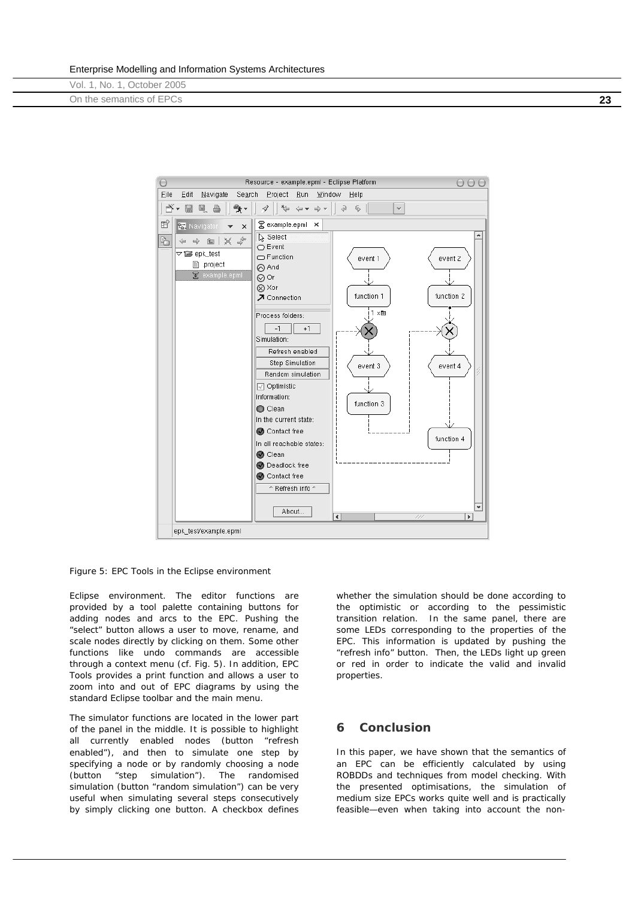Figure 5: EPC Tools in the Eclipse environment

Eclipse environment. The editor functions are provided by a tool palette containing buttons for adding nodes and arcs to the EPC. Pushing the "select" button allows a user to move, rename, and scale nodes directly by clicking on them. Some other functions like undo commands are accessible through a context menu (cf. Fig. 5). In addition, EPC Tools provides a print function and allows a user to zoom into and out of EPC diagrams by using the standard Eclipse toolbar and the main menu.

The simulator functions are located in the lower part of the panel in the middle. It is possible to highlight all currently enabled nodes (button "refresh enabled"), and then to simulate one step by specifying a node or by randomly choosing a node (button "step simulation"). The randomised simulation (button "random simulation") can be very useful when simulating several steps consecutively by simply clicking one button. A checkbox defines whether the simulation should be done according to the optimistic or according to the pessimistic transition relation. In the same panel, there are some LEDs corresponding to the properties of the EPC. This information is updated by pushing the "refresh info" button. Then, the LEDs light up green or red in order to indicate the valid and invalid properties.

## 6 Conclusion

In this paper, we have shown that the semantics of an EPC can be efficiently calculated by using ROBDDs and techniques from model checking. With the presented optimisations, the simulation of medium size EPCs works quite well and is practically feasible—even when taking into account the non-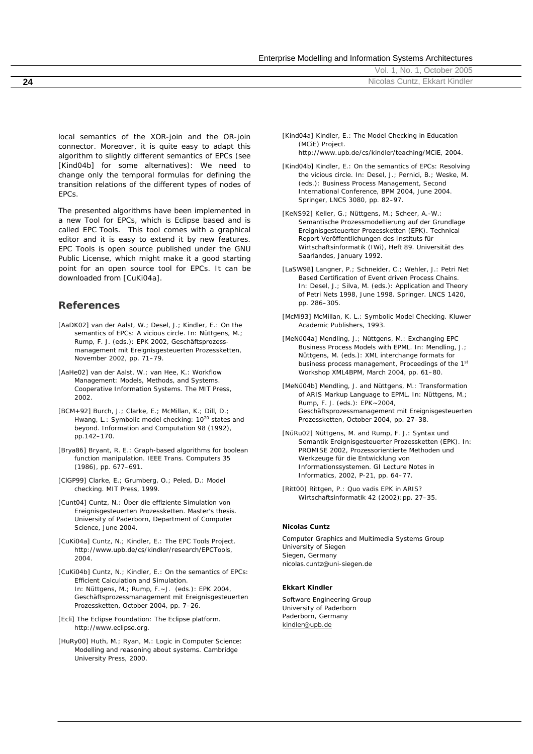local semantics of the XOR-join and the OR-join connector. Moreover, it is quite easy to adapt this algorithm to slightly different semantics of EPCs (see [Kind04b] for some alternatives): We need to change only the temporal formulas for defining the transition relations of the different types of nodes of EPCs.

The presented algorithms have been implemented in a new Tool for EPCs, which is Eclipse based and is called EPC Tools. This tool comes with a graphical editor and it is easy to extend it by new features. EPC Tools is open source published under the GNU Public License, which might make it a good starting point for an open source tool for EPCs. It can be downloaded from [CuKi04a].

## References

[AaDK02] van der Aalst, W.; Desel, J.; Kindler, E.: On the semantics of EPCs: A vicious circle. In: Nüttgens, M.; Rump, F. J. (eds.): EPK 2002, Geschäftsprozess-management mit Ereignisgesteuerten Prozessketten, November 2002, pp. 71–79.

[AaHe02] van der Aalst, W.; van Hee, K.: Workflow Management: Models, Methods, and Systems. Cooperative Information Systems. The MIT Press, 2002.

[BCM+92] Burch, J.; Clarke, E.; McMillan, K.; Dill, D.; Hwang, L.: Symbolic model checking: $10^{20}$ states and beyond. Information and Computation 98 (1992), pp.142–170.

[Brya86] Bryant, R. E.: Graph-based algorithms for boolean function manipulation. IEEE Trans. Computers 35 (1986), pp. 677–691.

[ClGP99] Clarke, E.; Grumberg, O.; Peled, D.: Model checking. MIT Press, 1999.

[Cunt04] Cuntz, N.: Über die effiziente Simulation von Ereignisgesteuerten Prozessketten. Master's thesis. University of Paderborn, Department of Computer Science, June 2004.

[CuKi04a] Cuntz, N.; Kindler, E.: The EPC Tools Project. http://www.upb.de/cs/kindler/research/EPCTools, 2004.

[CuKi04b] Cuntz, N.; Kindler, E.: On the semantics of EPCs: Efficient Calculation and Simulation. In: Nüttgens, M.; Rump, F.~J. (eds.): EPK 2004, Geschäftsprozessmanagement mit Ereignisgesteuerten Prozessketten, October 2004, pp. 7–26.

[Ecli] The Eclipse Foundation: The Eclipse platform. http://www.eclipse.org.

[HuRy00] Huth, M.; Ryan, M.: Logic in Computer Science: Modelling and reasoning about systems. Cambridge University Press, 2000.

[Kind04a] Kindler, E.: The Model Checking in Education (MCiE) Project. http://www.upb.de/cs/kindler/teaching/MCiE, 2004.

[Kind04b] Kindler, E.: On the semantics of EPCs: Resolving the vicious circle. In: Desel, J.; Pernici, B.; Weske, M. (eds.): Business Process Management, Second International Conference, BPM 2004, June 2004. Springer, LNCS 3080, pp. 82–97.

[KeNS92] Keller, G.; Nüttgens, M.; Scheer, A.-W.: Semantische Prozessmodellierung auf der Grundlage Ereignisgesteuerter Prozessketten (EPK). Technical Report Veröffentlichungen des Instituts für Wirtschaftsinformatik (IWi), Heft 89. Universität des Saarlandes, January 1992.

[LaSW98] Langner, P.; Schneider, C.; Wehler, J.: Petri Net Based Certification of Event driven Process Chains. In: Desel, J.; Silva, M. (eds.): Application and Theory of Petri Nets 1998, June 1998. Springer. LNCS 1420, pp. 286–305.

[McMi93] McMillan, K. L.: Symbolic Model Checking. Kluwer Academic Publishers, 1993.

[MeNü04a] Mendling, J.; Nüttgens, M.: Exchanging EPC Business Process Models with EPML. In: Mendling, J.; Nüttgens, M. (eds.): XML interchange formats for business process management, Proceedings of the 1st Workshop XML4BPM, March 2004, pp. 61–80.

[MeNü04b] Mendling, J. and Nüttgens, M.: Transformation of ARIS Markup Language to EPML. In: Nüttgens, M.; Rump, F. J. (eds.): EPK~2004, Geschäftsprozessmanagement mit Ereignisgesteuerten Prozessketten, October 2004, pp. 27–38.

[NüRu02] Nüttgens, M. and Rump, F. J.: Syntax und Semantik Ereignisgesteuerter Prozessketten (EPK). In: PROMISE 2002, Prozessorientierte Methoden und Werkzeuge für die Entwicklung von Informationssystemen. GI Lecture Notes in Informatics, 2002, P-21, pp. 64–77.

[Ritt00] Rittgen, P.: Quo vadis EPK in ARIS? Wirtschaftsinformatik 42 (2002):pp. 27–35.

**Nicolas Cuntz**

Computer Graphics and Multimedia Systems Group
University of Siegen
Siegen, Germany
nicolas.cuntz@uni-siegen.de

**Ekkart Kindler**

Software Engineering Group
University of Paderborn
Paderborn, Germany
kindler@upb.de